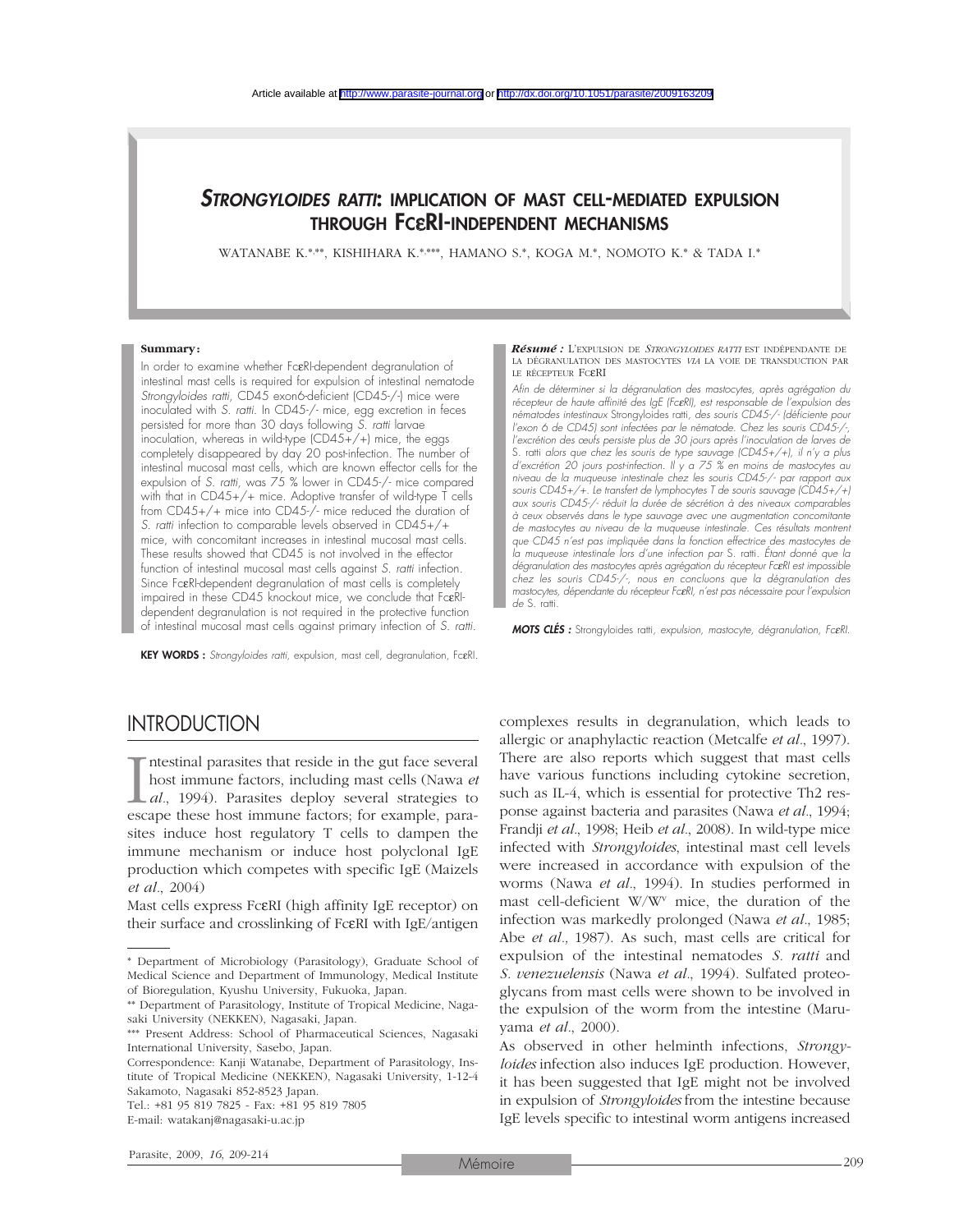Article available at http://www.parasite-journal.org or http://dx.doi.org/10.1051/parasite/2009163209

# *STRONGYLOIDES RATTI*: IMPLICATION OF MAST CELL-MEDIATED EXPULSION THROUGH FCεRI-INDEPENDENT MECHANISMS

WATANABE K.[*,**], KISHIHARA K.[*,***], HAMANO S.[*], KOGA M.[*], NOMOTO K.[*] & TADA I.[*]

**Summary:**

In order to examine whether FcεRI-dependent degranulation of intestinal mast cells is required for expulsion of intestinal nematode *Strongyloides ratti*, CD45 exon6-deficient (CD45-/-) mice were inoculated with *S. ratti*. In CD45-/- mice, egg excretion in feces persisted for more than 30 days following *S. ratti* larvae inoculation, whereas in wild-type (CD45+/+) mice, the eggs completely disappeared by day 20 post-infection. The number of intestinal mucosal mast cells, which are known effector cells for the expulsion of *S. ratti*, was 75 % lower in CD45-/- mice compared with that in CD45+/+ mice. Adoptive transfer of wild-type T cells from CD45+/+ mice into CD45-/- mice reduced the duration of *S. ratti* infection to comparable levels observed in CD45+/+ mice, with concomitant increases in intestinal mucosal mast cells. These results showed that CD45 is not involved in the effector function of intestinal mucosal mast cells against *S. ratti* infection. Since FcεRI-dependent degranulation of mast cells is completely impaired in these CD45 knockout mice, we conclude that FcεRI-dependent degranulation is not required in the protective function of intestinal mucosal mast cells against primary infection of *S. ratti*.

**KEY WORDS :** *Strongyloides ratti*, expulsion, mast cell, degranulation, FcεRI.

***Résumé :*** L'EXPULSION DE *STRONGYLOIDES RATTI* EST INDÉPENDANTE DE LA DÉGRANULATION DES MASTOCYTES *VIA* LA VOIE DE TRANSDUCTION PAR LE RÉCEPTEUR FCεRI

*Afin de déterminer si la dégranulation des mastocytes, après agrégation du récepteur de haute affinité des IgE (FcεRI), est responsable de l'expulsion des nématodes intestinaux* Strongyloides ratti*, des souris CD45-/- (déficiente pour l'exon 6 de CD45) sont infectées par le nématode. Chez les souris CD45-/-, l'excrétion des œufs persiste plus de 30 jours après l'inoculation de larves de* S. ratti *alors que chez les souris de type sauvage (CD45+/+), il n'y a plus d'excrétion 20 jours post-infection. Il y a 75 % en moins de mastocytes au niveau de la muqueuse intestinale chez les souris CD45-/- par rapport aux souris CD45+/+. Le transfert de lymphocytes T de souris sauvage (CD45+/+) aux souris CD45-/- réduit la durée de sécrétion à des niveaux comparables à ceux observés dans le type sauvage avec une augmentation concomitante de mastocytes au niveau de la muqueuse intestinale. Ces résultats montrent que CD45 n'est pas impliquée dans la fonction effectrice des mastocytes de la muqueuse intestinale lors d'une infection par* S. ratti*. Étant donné que la dégranulation des mastocytes après agrégation du récepteur FcεRI est impossible chez les souris CD45-/-, nous en concluons que la dégranulation des mastocytes, dépendante du récepteur FcεRI, n'est pas nécessaire pour l'expulsion de* S. ratti.

***MOTS CLÉS :*** Strongyloides ratti*, expulsion, mastocyte, dégranulation, FcεRI.*

## INTRODUCTION

Intestinal parasites that reside in the gut face several host immune factors, including mast cells (Nawa *et al*., 1994). Parasites deploy several strategies to escape these host immune factors; for example, parasites induce host regulatory T cells to dampen the immune mechanism or induce host polyclonal IgE production which competes with specific IgE (Maizels *et al*., 2004)

Mast cells express FcεRI (high affinity IgE receptor) on their surface and crosslinking of FcεRI with IgE/antigen complexes results in degranulation, which leads to allergic or anaphylactic reaction (Metcalfe *et al*., 1997). There are also reports which suggest that mast cells have various functions including cytokine secretion, such as IL-4, which is essential for protective Th2 response against bacteria and parasites (Nawa *et al*., 1994; Frandji *et al*., 1998; Heib *et al*., 2008). In wild-type mice infected with *Strongyloides*, intestinal mast cell levels were increased in accordance with expulsion of the worms (Nawa *et al*., 1994). In studies performed in mast cell-deficient W/W$^{v}$ mice, the duration of the infection was markedly prolonged (Nawa *et al*., 1985; Abe *et al*., 1987). As such, mast cells are critical for expulsion of the intestinal nematodes *S. ratti* and *S. venezuelensis* (Nawa *et al*., 1994). Sulfated proteoglycans from mast cells were shown to be involved in the expulsion of the worm from the intestine (Maruyama *et al*., 2000).

As observed in other helminth infections, *Strongyloides* infection also induces IgE production. However, it has been suggested that IgE might not be involved in expulsion of *Strongyloides* from the intestine because IgE levels specific to intestinal worm antigens increased

---

\* Department of Microbiology (Parasitology), Graduate School of Medical Science and Department of Immunology, Medical Institute of Bioregulation, Kyushu University, Fukuoka, Japan.

\*\* Department of Parasitology, Institute of Tropical Medicine, Nagasaki University (NEKKEN), Nagasaki, Japan.

\*\*\* Present Address: School of Pharmaceutical Sciences, Nagasaki International University, Sasebo, Japan.

Correspondence: Kanji Watanabe, Department of Parasitology, Institute of Tropical Medicine (NEKKEN), Nagasaki University, 1-12-4 Sakamoto, Nagasaki 852-8523 Japan.

Tel.: +81 95 819 7825 - Fax: +81 95 819 7805

E-mail: watakanj@nagasaki-u.ac.jp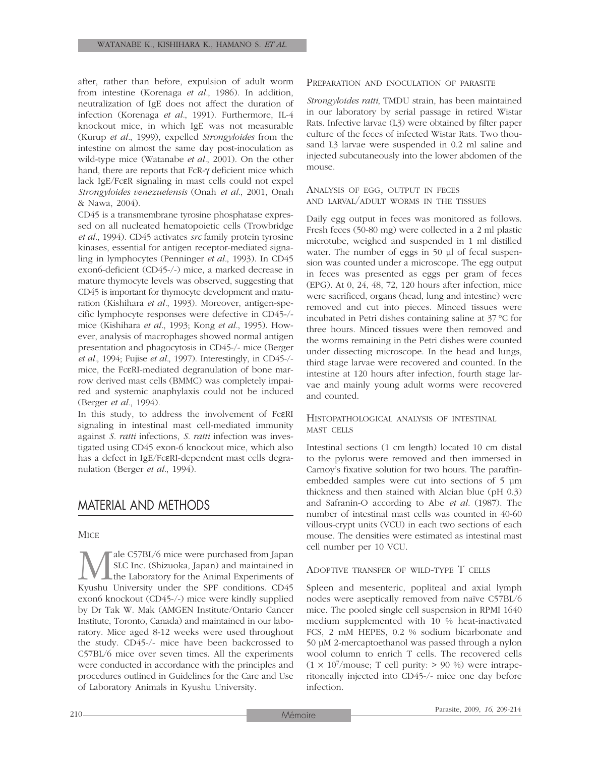after, rather than before, expulsion of adult worm from intestine (Korenaga *et al*., 1986). In addition, neutralization of IgE does not affect the duration of infection (Korenaga *et al*., 1991). Furthermore, IL-4 knockout mice, in which IgE was not measurable (Kurup *et al*., 1999), expelled *Strongyloides* from the intestine on almost the same day post-inoculation as wild-type mice (Watanabe *et al*., 2001). On the other hand, there are reports that FcR-γ deficient mice which lack IgE/FcεR signaling in mast cells could not expel *Strongyloides venezuelensis* (Onah *et al*., 2001, Onah & Nawa, 2004).

CD45 is a transmembrane tyrosine phosphatase expressed on all nucleated hematopoietic cells (Trowbridge *et al*., 1994). CD45 activates *src* family protein tyrosine kinases, essential for antigen receptor-mediated signaling in lymphocytes (Penninger *et al*., 1993). In CD45 exon6-deficient (CD45-/-) mice, a marked decrease in mature thymocyte levels was observed, suggesting that CD45 is important for thymocyte development and maturation (Kishihara *et al*., 1993). Moreover, antigen-specific lymphocyte responses were defective in CD45-/- mice (Kishihara *et al*., 1993; Kong *et al*., 1995). However, analysis of macrophages showed normal antigen presentation and phagocytosis in CD45-/- mice (Berger *et al*., 1994; Fujise *et al*., 1997). Interestingly, in CD45-/- mice, the FcεRI-mediated degranulation of bone marrow derived mast cells (BMMC) was completely impaired and systemic anaphylaxis could not be induced (Berger *et al*., 1994).

In this study, to address the involvement of FcεRI signaling in intestinal mast cell-mediated immunity against *S. ratti* infections, *S. ratti* infection was investigated using CD45 exon-6 knockout mice, which also has a defect in IgE/FcεRI-dependent mast cells degranulation (Berger *et al*., 1994).

## MATERIAL AND METHODS

### Mice

Male C57BL/6 mice were purchased from Japan SLC Inc. (Shizuoka, Japan) and maintained in the Laboratory for the Animal Experiments of Kyushu University under the SPF conditions. CD45 exon6 knockout (CD45-/-) mice were kindly supplied by Dr Tak W. Mak (AMGEN Institute/Ontario Cancer Institute, Toronto, Canada) and maintained in our laboratory. Mice aged 8-12 weeks were used throughout the study. CD45-/- mice have been backcrossed to C57BL/6 mice over seven times. All the experiments were conducted in accordance with the principles and procedures outlined in Guidelines for the Care and Use of Laboratory Animals in Kyushu University.

### Preparation and inoculation of parasite

*Strongyloides ratti*, TMDU strain, has been maintained in our laboratory by serial passage in retired Wistar Rats. Infective larvae (L3) were obtained by filter paper culture of the feces of infected Wistar Rats. Two thousand L3 larvae were suspended in 0.2 ml saline and injected subcutaneously into the lower abdomen of the mouse.

### Analysis of egg, output in feces and larval/adult worms in the tissues

Daily egg output in feces was monitored as follows. Fresh feces (50-80 mg) were collected in a 2 ml plastic microtube, weighed and suspended in 1 ml distilled water. The number of eggs in 50 µl of fecal suspension was counted under a microscope. The egg output in feces was presented as eggs per gram of feces (EPG). At 0, 24, 48, 72, 120 hours after infection, mice were sacrificed, organs (head, lung and intestine) were removed and cut into pieces. Minced tissues were incubated in Petri dishes containing saline at 37 °C for three hours. Minced tissues were then removed and the worms remaining in the Petri dishes were counted under dissecting microscope. In the head and lungs, third stage larvae were recovered and counted. In the intestine at 120 hours after infection, fourth stage larvae and mainly young adult worms were recovered and counted.

### Histopathological analysis of intestinal mast cells

Intestinal sections (1 cm length) located 10 cm distal to the pylorus were removed and then immersed in Carnoy's fixative solution for two hours. The paraffin-embedded samples were cut into sections of 5 µm thickness and then stained with Alcian blue (pH 0.3) and Safranin-O according to Abe *et al*. (1987). The number of intestinal mast cells was counted in 40-60 villous-crypt units (VCU) in each two sections of each mouse. The densities were estimated as intestinal mast cell number per 10 VCU.

### Adoptive transfer of wild-type T cells

Spleen and mesenteric, popliteal and axial lymph nodes were aseptically removed from naïve C57BL/6 mice. The pooled single cell suspension in RPMI 1640 medium supplemented with 10 % heat-inactivated FCS, 2 mM HEPES, 0.2 % sodium bicarbonate and 50 µM 2-mercaptoethanol was passed through a nylon wool column to enrich T cells. The recovered cells ($1 \times 10^7$/mouse; T cell purity: > 90 %) were intraperitoneally injected into CD45-/- mice one day before infection.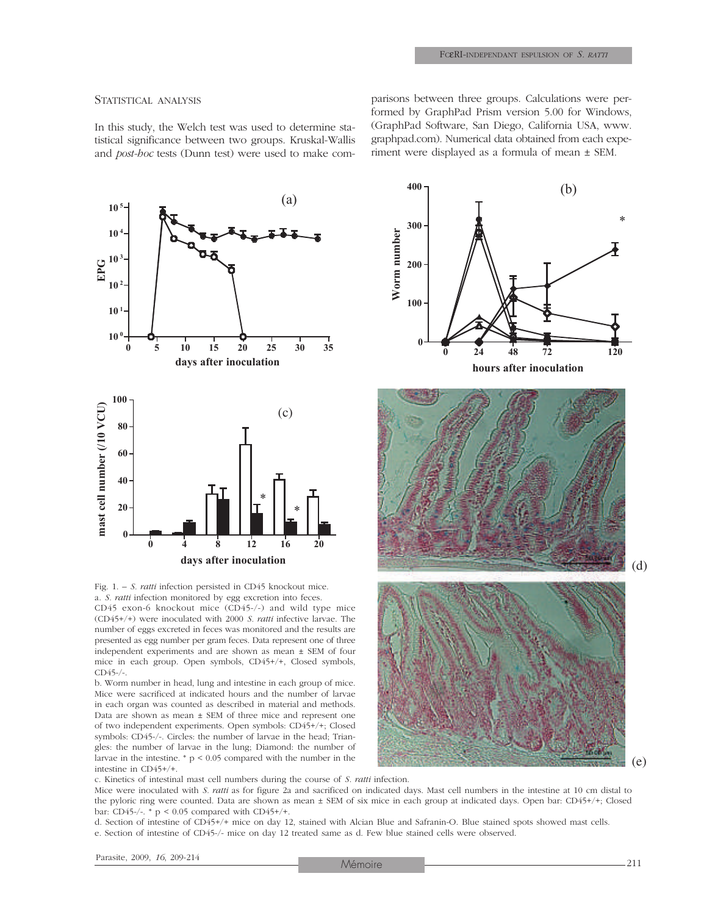### Statistical analysis

In this study, the Welch test was used to determine statistical significance between two groups. Kruskal-Wallis and *post-hoc* tests (Dunn test) were used to make comparisons between three groups. Calculations were performed by GraphPad Prism version 5.00 for Windows, (GraphPad Software, San Diego, California USA, www.graphpad.com). Numerical data obtained from each experiment were displayed as a formula of mean ± SEM.

Fig. 1. – *S. ratti* infection persisted in CD45 knockout mice.

a. *S. ratti* infection monitored by egg excretion into feces. CD45 exon-6 knockout mice (CD45-/-) and wild type mice (CD45+/+) were inoculated with 2000 *S. ratti* infective larvae. The number of eggs excreted in feces was monitored and the results are presented as egg number per gram feces. Data represent one of three independent experiments and are shown as mean ± SEM of four mice in each group. Open symbols, CD45+/+, Closed symbols, CD45-/-.

b. Worm number in head, lung and intestine in each group of mice. Mice were sacrificed at indicated hours and the number of larvae in each organ was counted as described in material and methods. Data are shown as mean ± SEM of three mice and represent one of two independent experiments. Open symbols: CD45+/+; Closed symbols: CD45-/-. Circles: the number of larvae in the head; Triangles: the number of larvae in the lung; Diamond: the number of larvae in the intestine. * $p < 0.05$ compared with the number in the intestine in CD45+/+.

c. Kinetics of intestinal mast cell numbers during the course of *S. ratti* infection. Mice were inoculated with *S. ratti* as for figure 2a and sacrificed on indicated days. Mast cell numbers in the intestine at 10 cm distal to the pyloric ring were counted. Data are shown as mean ± SEM of six mice in each group at indicated days. Open bar: CD45+/+; Closed bar: CD45-/-. * $p < 0.05$ compared with CD45+/+.

d. Section of intestine of CD45+/+ mice on day 12, stained with Alcian Blue and Safranin-O. Blue stained spots showed mast cells.

e. Section of intestine of CD45-/- mice on day 12 treated same as d. Few blue stained cells were observed.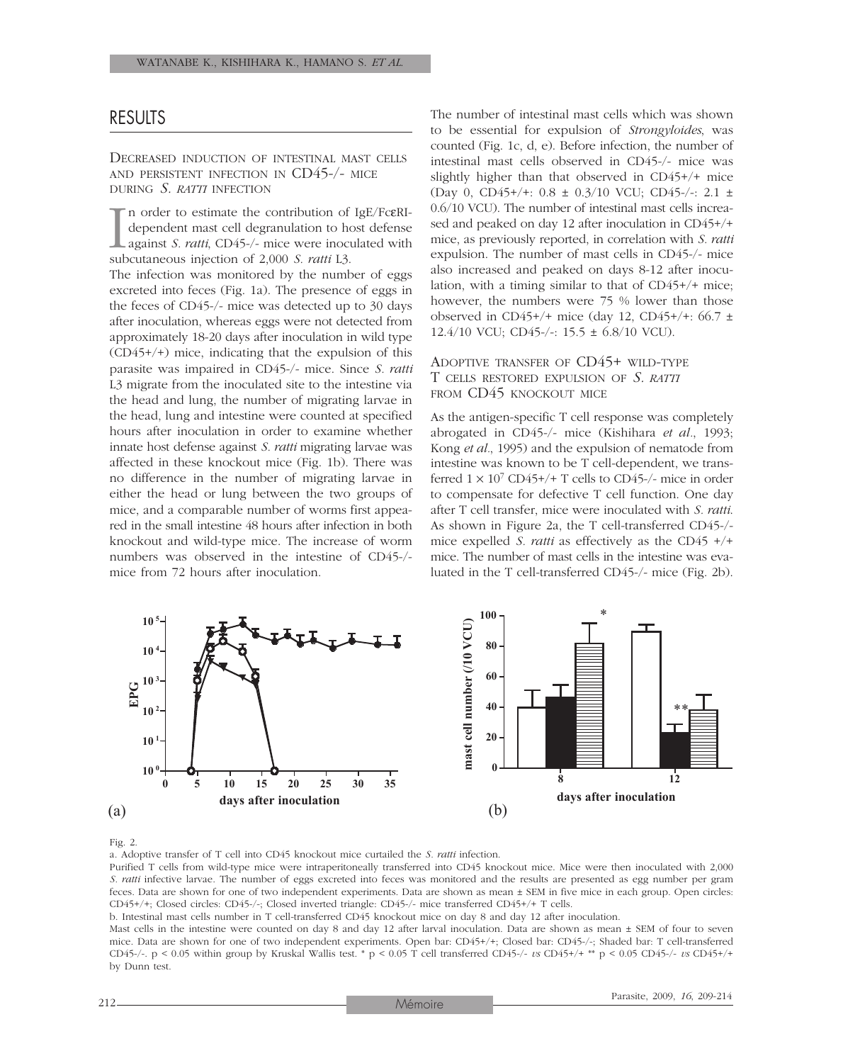## RESULTS

### Decreased induction of intestinal mast cells and persistent infection in CD45-/- mice during *S. ratti* infection

In order to estimate the contribution of IgE/FcεRI-dependent mast cell degranulation to host defense against *S. ratti*, CD45-/- mice were inoculated with subcutaneous injection of 2,000 *S. ratti* L3.

The infection was monitored by the number of eggs excreted into feces (Fig. 1a). The presence of eggs in the feces of CD45-/- mice was detected up to 30 days after inoculation, whereas eggs were not detected from approximately 18-20 days after inoculation in wild type (CD45+/+) mice, indicating that the expulsion of this parasite was impaired in CD45-/- mice. Since *S. ratti* L3 migrate from the inoculated site to the intestine via the head and lung, the number of migrating larvae in the head, lung and intestine were counted at specified hours after inoculation in order to examine whether innate host defense against *S. ratti* migrating larvae was affected in these knockout mice (Fig. 1b). There was no difference in the number of migrating larvae in either the head or lung between the two groups of mice, and a comparable number of worms first appeared in the small intestine 48 hours after infection in both knockout and wild-type mice. The increase of worm numbers was observed in the intestine of CD45-/- mice from 72 hours after inoculation.

The number of intestinal mast cells which was shown to be essential for expulsion of *Strongyloides*, was counted (Fig. 1c, d, e). Before infection, the number of intestinal mast cells observed in CD45-/- mice was slightly higher than that observed in CD45+/+ mice (Day 0, CD45+/+: 0.8 ± 0.3/10 VCU; CD45-/-: 2.1 ± 0.6/10 VCU). The number of intestinal mast cells increased and peaked on day 12 after inoculation in CD45+/+ mice, as previously reported, in correlation with *S. ratti* expulsion. The number of mast cells in CD45-/- mice also increased and peaked on days 8-12 after inoculation, with a timing similar to that of CD45+/+ mice; however, the numbers were 75 % lower than those observed in CD45+/+ mice (day 12, CD45+/+: 66.7 ± 12.4/10 VCU; CD45-/-: 15.5 ± 6.8/10 VCU).

### Adoptive transfer of CD45+ wild-type T cells restored expulsion of *S. ratti* from CD45 knockout mice

As the antigen-specific T cell response was completely abrogated in CD45-/- mice (Kishihara *et al*., 1993; Kong *et al*., 1995) and the expulsion of nematode from intestine was known to be T cell-dependent, we transferred $1 \times 10^7$ CD45+/+ T cells to CD45-/- mice in order to compensate for defective T cell function. One day after T cell transfer, mice were inoculated with *S. ratti*. As shown in Figure 2a, the T cell-transferred CD45-/- mice expelled *S. ratti* as effectively as the CD45 +/+ mice. The number of mast cells in the intestine was evaluated in the T cell-transferred CD45-/- mice (Fig. 2b).

Fig. 2.

a. Adoptive transfer of T cell into CD45 knockout mice curtailed the *S. ratti* infection.

Purified T cells from wild-type mice were intraperitoneally transferred into CD45 knockout mice. Mice were then inoculated with 2,000 *S. ratti* infective larvae. The number of eggs excreted into feces was monitored and the results are presented as egg number per gram feces. Data are shown for one of two independent experiments. Data are shown as mean ± SEM in five mice in each group. Open circles: CD45+/+; Closed circles: CD45-/-; Closed inverted triangle: CD45-/- mice transferred CD45+/+ T cells.

b. Intestinal mast cells number in T cell-transferred CD45 knockout mice on day 8 and day 12 after inoculation.

Mast cells in the intestine were counted on day 8 and day 12 after larval inoculation. Data are shown as mean ± SEM of four to seven mice. Data are shown for one of two independent experiments. Open bar: CD45+/+; Closed bar: CD45-/-; Shaded bar: T cell-transferred CD45-/-. $p < 0.05$ within group by Kruskal Wallis test. * $p < 0.05$ T cell transferred CD45-/- *vs* CD45+/+ ** $p < 0.05$ CD45-/- *vs* CD45+/+ by Dunn test.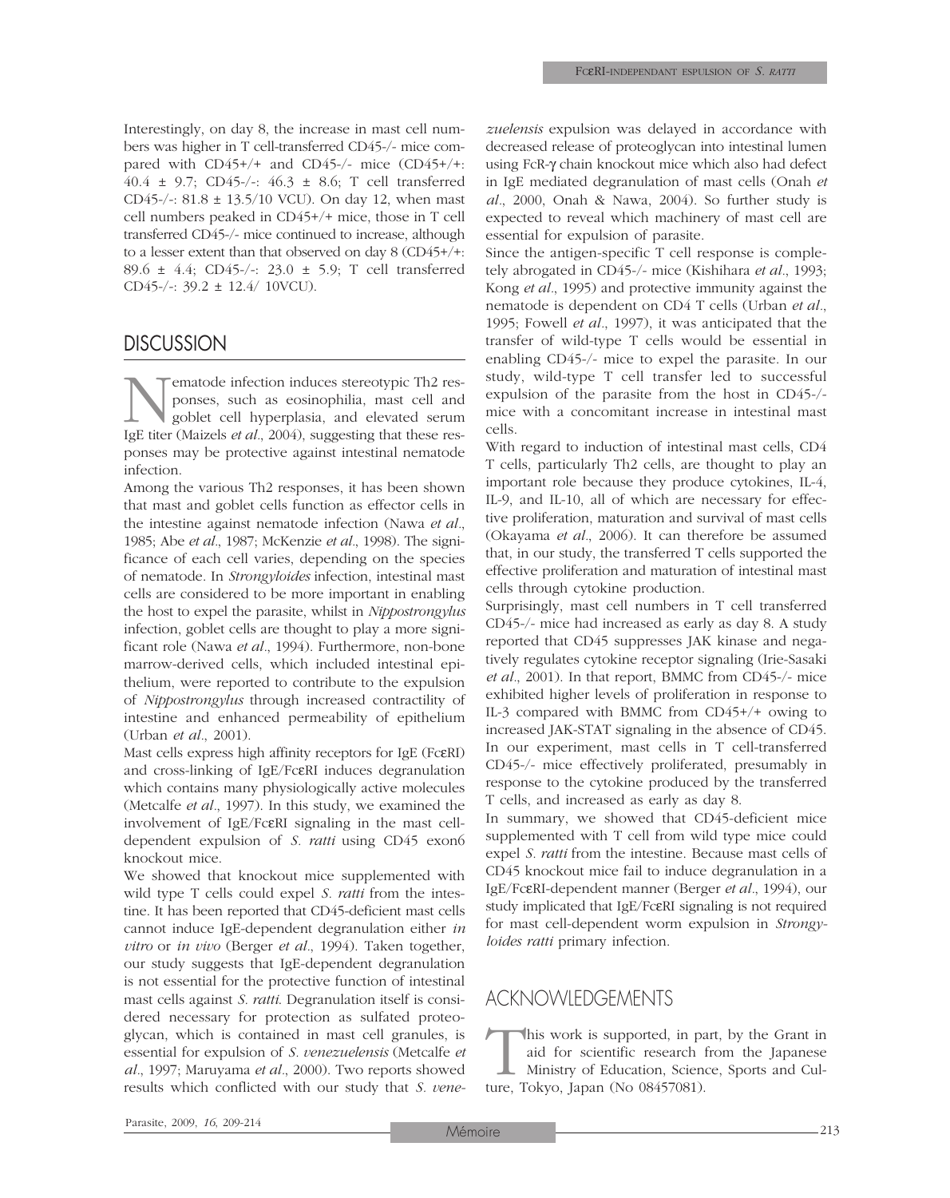Interestingly, on day 8, the increase in mast cell numbers was higher in T cell-transferred CD45-/- mice compared with CD45+/+ and CD45-/- mice (CD45+/+: 40.4 ± 9.7; CD45-/-: 46.3 ± 8.6; T cell transferred CD45-/-: 81.8 ± 13.5/10 VCU). On day 12, when mast cell numbers peaked in CD45+/+ mice, those in T cell transferred CD45-/- mice continued to increase, although to a lesser extent than that observed on day 8 (CD45+/+: 89.6 ± 4.4; CD45-/-: 23.0 ± 5.9; T cell transferred CD45-/-: 39.2 ± 12.4/ 10VCU).

## DISCUSSION

Nematode infection induces stereotypic Th2 responses, such as eosinophilia, mast cell and goblet cell hyperplasia, and elevated serum IgE titer (Maizels *et al*., 2004), suggesting that these responses may be protective against intestinal nematode infection.

Among the various Th2 responses, it has been shown that mast and goblet cells function as effector cells in the intestine against nematode infection (Nawa *et al*., 1985; Abe *et al*., 1987; McKenzie *et al*., 1998). The significance of each cell varies, depending on the species of nematode. In *Strongyloides* infection, intestinal mast cells are considered to be more important in enabling the host to expel the parasite, whilst in *Nippostrongylus* infection, goblet cells are thought to play a more significant role (Nawa *et al*., 1994). Furthermore, non-bone marrow-derived cells, which included intestinal epithelium, were reported to contribute to the expulsion of *Nippostrongylus* through increased contractility of intestine and enhanced permeability of epithelium (Urban *et al*., 2001).

Mast cells express high affinity receptors for IgE (FcεRI) and cross-linking of IgE/FcεRI induces degranulation which contains many physiologically active molecules (Metcalfe *et al*., 1997). In this study, we examined the involvement of IgE/FcεRI signaling in the mast cell-dependent expulsion of *S. ratti* using CD45 exon6 knockout mice.

We showed that knockout mice supplemented with wild type T cells could expel *S. ratti* from the intestine. It has been reported that CD45-deficient mast cells cannot induce IgE-dependent degranulation either *in vitro* or *in vivo* (Berger *et al*., 1994). Taken together, our study suggests that IgE-dependent degranulation is not essential for the protective function of intestinal mast cells against *S. ratti*. Degranulation itself is considered necessary for protection as sulfated proteoglycan, which is contained in mast cell granules, is essential for expulsion of *S. venezuelensis* (Metcalfe *et al*., 1997; Maruyama *et al*., 2000). Two reports showed results which conflicted with our study that *S. venezuelensis* expulsion was delayed in accordance with decreased release of proteoglycan into intestinal lumen using FcR-γ chain knockout mice which also had defect in IgE mediated degranulation of mast cells (Onah *et al*., 2000, Onah & Nawa, 2004). So further study is expected to reveal which machinery of mast cell are essential for expulsion of parasite.

Since the antigen-specific T cell response is completely abrogated in CD45-/- mice (Kishihara *et al*., 1993; Kong *et al*., 1995) and protective immunity against the nematode is dependent on CD4 T cells (Urban *et al*., 1995; Fowell *et al*., 1997), it was anticipated that the transfer of wild-type T cells would be essential in enabling CD45-/- mice to expel the parasite. In our study, wild-type T cell transfer led to successful expulsion of the parasite from the host in CD45-/- mice with a concomitant increase in intestinal mast cells.

With regard to induction of intestinal mast cells, CD4 T cells, particularly Th2 cells, are thought to play an important role because they produce cytokines, IL-4, IL-9, and IL-10, all of which are necessary for effective proliferation, maturation and survival of mast cells (Okayama *et al*., 2006). It can therefore be assumed that, in our study, the transferred T cells supported the effective proliferation and maturation of intestinal mast cells through cytokine production.

Surprisingly, mast cell numbers in T cell transferred CD45-/- mice had increased as early as day 8. A study reported that CD45 suppresses JAK kinase and negatively regulates cytokine receptor signaling (Irie-Sasaki *et al*., 2001). In that report, BMMC from CD45-/- mice exhibited higher levels of proliferation in response to IL-3 compared with BMMC from CD45+/+ owing to increased JAK-STAT signaling in the absence of CD45. In our experiment, mast cells in T cell-transferred CD45-/- mice effectively proliferated, presumably in response to the cytokine produced by the transferred T cells, and increased as early as day 8.

In summary, we showed that CD45-deficient mice supplemented with T cell from wild type mice could expel *S. ratti* from the intestine. Because mast cells of CD45 knockout mice fail to induce degranulation in a IgE/FcεRI-dependent manner (Berger *et al*., 1994), our study implicated that IgE/FcεRI signaling is not required for mast cell-dependent worm expulsion in *Strongyloides ratti* primary infection.

## ACKNOWLEDGEMENTS

This work is supported, in part, by the Grant in aid for scientific research from the Japanese Ministry of Education, Science, Sports and Culture, Tokyo, Japan (No 08457081).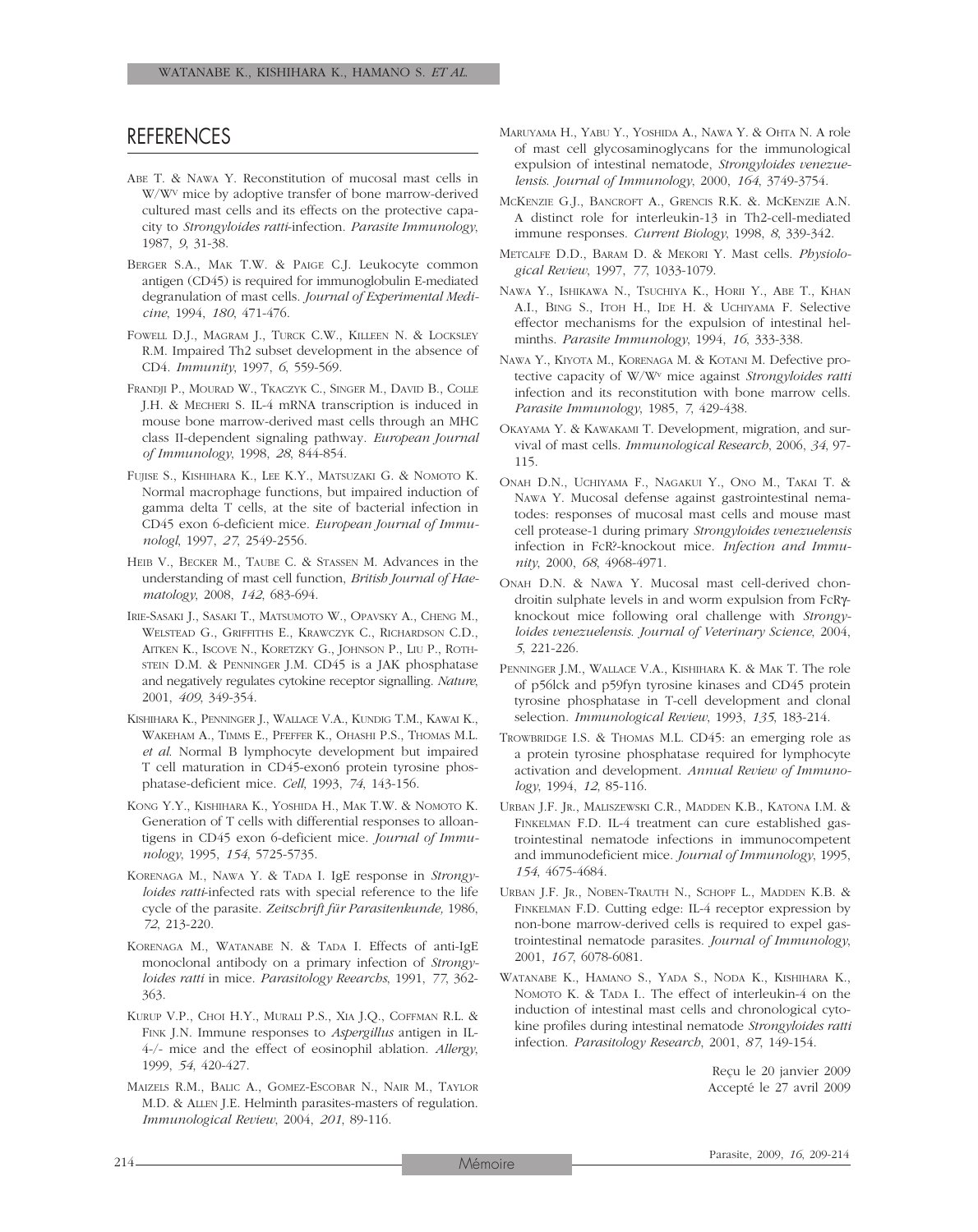## REFERENCES

Abe T. & Nawa Y. Reconstitution of mucosal mast cells in W/W$^{v}$ mice by adoptive transfer of bone marrow-derived cultured mast cells and its effects on the protective capacity to *Strongyloides ratti*-infection. *Parasite Immunology*, 1987, *9*, 31-38.

Berger S.A., Mak T.W. & Paige C.J. Leukocyte common antigen (CD45) is required for immunoglobulin E-mediated degranulation of mast cells. *Journal of Experimental Medicine*, 1994, *180*, 471-476.

Fowell D.J., Magram J., Turck C.W., Killeen N. & Locksley R.M. Impaired Th2 subset development in the absence of CD4. *Immunity*, 1997, *6*, 559-569.

Frandji P., Mourad W., Tkaczyk C., Singer M., David B., Colle J.H. & Mecheri S. IL-4 mRNA transcription is induced in mouse bone marrow-derived mast cells through an MHC class II-dependent signaling pathway. *European Journal of Immunology*, 1998, *28*, 844-854.

Fujise S., Kishihara K., Lee K.Y., Matsuzaki G. & Nomoto K. Normal macrophage functions, but impaired induction of gamma delta T cells, at the site of bacterial infection in CD45 exon 6-deficient mice. *European Journal of Immunologl*, 1997, *27*, 2549-2556.

Heib V., Becker M., Taube C. & Stassen M. Advances in the understanding of mast cell function, *British Journal of Haematology*, 2008, *142*, 683-694.

Irie-Sasaki J., Sasaki T., Matsumoto W., Opavsky A., Cheng M., Welstead G., Griffiths E., Krawczyk C., Richardson C.D., Aitken K., Iscove N., Koretzky G., Johnson P., Liu P., Rothstein D.M. & Penninger J.M. CD45 is a JAK phosphatase and negatively regulates cytokine receptor signalling. *Nature*, 2001, *409*, 349-354.

Kishihara K., Penninger J., Wallace V.A., Kundig T.M., Kawai K., Wakeham A., Timms E., Pfeffer K., Ohashi P.S., Thomas M.L. *et al.* Normal B lymphocyte development but impaired T cell maturation in CD45-exon6 protein tyrosine phosphatase-deficient mice. *Cell*, 1993, *74*, 143-156.

Kong Y.Y., Kishihara K., Yoshida H., Mak T.W. & Nomoto K. Generation of T cells with differential responses to alloantigens in CD45 exon 6-deficient mice. *Journal of Immunology*, 1995, *154*, 5725-5735.

Korenaga M., Nawa Y. & Tada I. IgE response in *Strongyloides ratti*-infected rats with special reference to the life cycle of the parasite. *Zeitschrift für Parasitenkunde,* 1986, *72*, 213-220.

Korenaga M., Watanabe N. & Tada I. Effects of anti-IgE monoclonal antibody on a primary infection of *Strongyloides ratti* in mice. *Parasitology Reearchs*, 1991, *77*, 362-363.

Kurup V.P., Choi H.Y., Murali P.S., Xia J.Q., Coffman R.L. & Fink J.N. Immune responses to *Aspergillus* antigen in IL-4-/- mice and the effect of eosinophil ablation. *Allergy*, 1999, *54*, 420-427.

Maizels R.M., Balic A., Gomez-Escobar N., Nair M., Taylor M.D. & Allen J.E. Helminth parasites-masters of regulation. *Immunological Review*, 2004, *201*, 89-116.

Maruyama H., Yabu Y., Yoshida A., Nawa Y. & Ohta N. A role of mast cell glycosaminoglycans for the immunological expulsion of intestinal nematode, *Strongyloides venezuelensis*. *Journal of Immunology*, 2000, *164*, 3749-3754.

McKenzie G.J., Bancroft A., Grencis R.K. &. McKenzie A.N. A distinct role for interleukin-13 in Th2-cell-mediated immune responses. *Current Biology*, 1998, *8*, 339-342.

Metcalfe D.D., Baram D. & Mekori Y. Mast cells. *Physiological Review*, 1997, *77*, 1033-1079.

Nawa Y., Ishikawa N., Tsuchiya K., Horii Y., Abe T., Khan A.I., Bing S., Itoh H., Ide H. & Uchiyama F. Selective effector mechanisms for the expulsion of intestinal helminths. *Parasite Immunology*, 1994, *16*, 333-338.

Nawa Y., Kiyota M., Korenaga M. & Kotani M. Defective protective capacity of W/W$^{v}$ mice against *Strongyloides ratti* infection and its reconstitution with bone marrow cells. *Parasite Immunology*, 1985, *7*, 429-438.

Okayama Y. & Kawakami T. Development, migration, and survival of mast cells. *Immunological Research*, 2006, *34*, 97-115.

Onah D.N., Uchiyama F., Nagakui Y., Ono M., Takai T. & Nawa Y. Mucosal defense against gastrointestinal nematodes: responses of mucosal mast cells and mouse mast cell protease-1 during primary *Strongyloides venezuelensis* infection in FcR?-knockout mice. *Infection and Immunity*, 2000, *68*, 4968-4971.

Onah D.N. & Nawa Y. Mucosal mast cell-derived chondroitin sulphate levels in and worm expulsion from FcRγ-knockout mice following oral challenge with *Strongyloides venezuelensis*. *Journal of Veterinary Science*, 2004, *5*, 221-226.

Penninger J.M., Wallace V.A., Kishihara K. & Mak T. The role of p56lck and p59fyn tyrosine kinases and CD45 protein tyrosine phosphatase in T-cell development and clonal selection. *Immunological Review*, 1993, *135*, 183-214.

Trowbridge I.S. & Thomas M.L. CD45: an emerging role as a protein tyrosine phosphatase required for lymphocyte activation and development. *Annual Review of Immunology*, 1994, *12*, 85-116.

Urban J.F. Jr., Maliszewski C.R., Madden K.B., Katona I.M. & Finkelman F.D. IL-4 treatment can cure established gastrointestinal nematode infections in immunocompetent and immunodeficient mice. *Journal of Immunology*, 1995, *154*, 4675-4684.

Urban J.F. Jr., Noben-Trauth N., Schopf L., Madden K.B. & Finkelman F.D. Cutting edge: IL-4 receptor expression by non-bone marrow-derived cells is required to expel gastrointestinal nematode parasites. *Journal of Immunology*, 2001, *167*, 6078-6081.

Watanabe K., Hamano S., Yada S., Noda K., Kishihara K., Nomoto K. & Tada I.. The effect of interleukin-4 on the induction of intestinal mast cells and chronological cytokine profiles during intestinal nematode *Strongyloides ratti* infection. *Parasitology Research,* 2001, *87*, 149-154.

Reçu le 20 janvier 2009
Accepté le 27 avril 2009